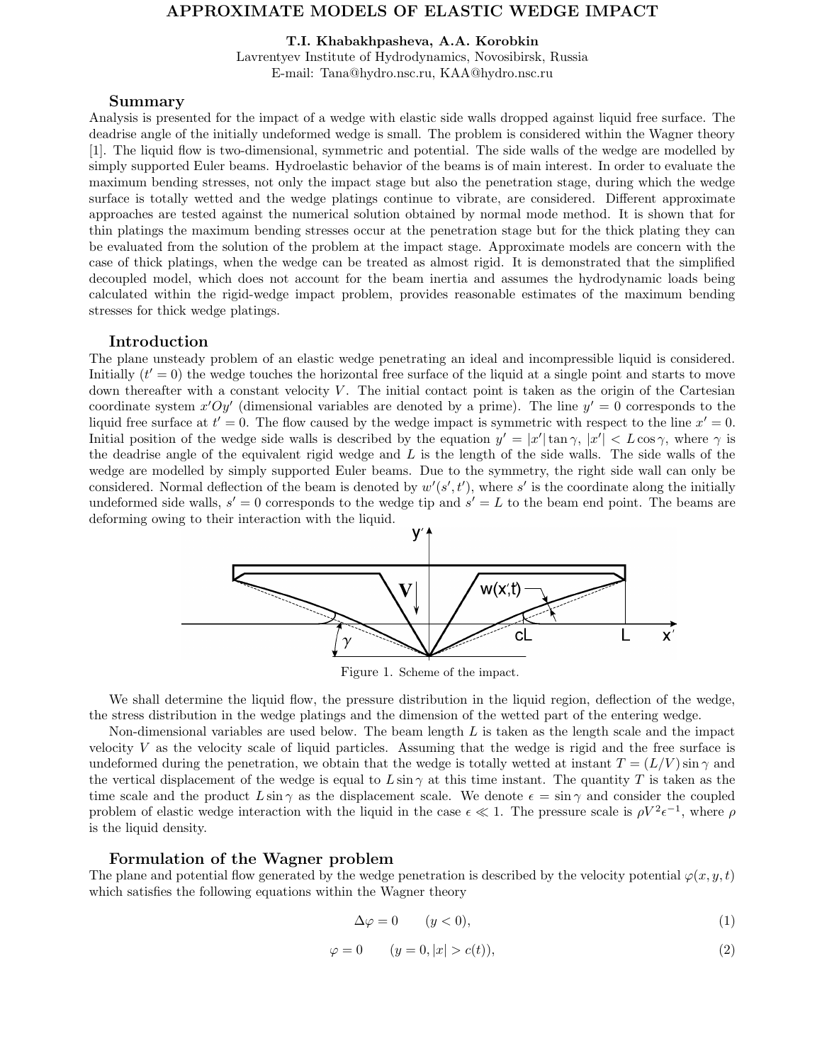# APPROXIMATE MODELS OF ELASTIC WEDGE IMPACT

**T.I. Khabakhpasheva, A.A. Korobkin**
Lavrentyev Institute of Hydrodynamics, Novosibirsk, Russia
E-mail: Tana@hydro.nsc.ru, KAA@hydro.nsc.ru

## Summary

Analysis is presented for the impact of a wedge with elastic side walls dropped against liquid free surface. The deadrise angle of the initially undeformed wedge is small. The problem is considered within the Wagner theory [1]. The liquid flow is two-dimensional, symmetric and potential. The side walls of the wedge are modelled by simply supported Euler beams. Hydroelastic behavior of the beams is of main interest. In order to evaluate the maximum bending stresses, not only the impact stage but also the penetration stage, during which the wedge surface is totally wetted and the wedge platings continue to vibrate, are considered. Different approximate approaches are tested against the numerical solution obtained by normal mode method. It is shown that for thin platings the maximum bending stresses occur at the penetration stage but for the thick plating they can be evaluated from the solution of the problem at the impact stage. Approximate models are concern with the case of thick platings, when the wedge can be treated as almost rigid. It is demonstrated that the simplified decoupled model, which does not account for the beam inertia and assumes the hydrodynamic loads being calculated within the rigid-wedge impact problem, provides reasonable estimates of the maximum bending stresses for thick wedge platings.

## Introduction

The plane unsteady problem of an elastic wedge penetrating an ideal and incompressible liquid is considered. Initially ($t' = 0$) the wedge touches the horizontal free surface of the liquid at a single point and starts to move down thereafter with a constant velocity $V$. The initial contact point is taken as the origin of the Cartesian coordinate system $x'Oy'$ (dimensional variables are denoted by a prime). The line $y' = 0$ corresponds to the liquid free surface at $t' = 0$. The flow caused by the wedge impact is symmetric with respect to the line $x' = 0$. Initial position of the wedge side walls is described by the equation $y' = |x'| \tan\gamma$, $|x'| < L\cos\gamma$, where $\gamma$ is the deadrise angle of the equivalent rigid wedge and $L$ is the length of the side walls. The side walls of the wedge are modelled by simply supported Euler beams. Due to the symmetry, the right side wall can only be considered. Normal deflection of the beam is denoted by $w'(s', t')$, where $s'$ is the coordinate along the initially undeformed side walls, $s' = 0$ corresponds to the wedge tip and $s' = L$ to the beam end point. The beams are deforming owing to their interaction with the liquid.

Figure 1. Scheme of the impact.

We shall determine the liquid flow, the pressure distribution in the liquid region, deflection of the wedge, the stress distribution in the wedge platings and the dimension of the wetted part of the entering wedge.

Non-dimensional variables are used below. The beam length $L$ is taken as the length scale and the impact velocity $V$ as the velocity scale of liquid particles. Assuming that the wedge is rigid and the free surface is undeformed during the penetration, we obtain that the wedge is totally wetted at instant $T = (L/V)\sin\gamma$ and the vertical displacement of the wedge is equal to $L\sin\gamma$ at this time instant. The quantity $T$ is taken as the time scale and the product $L\sin\gamma$ as the displacement scale. We denote $\epsilon = \sin\gamma$ and consider the coupled problem of elastic wedge interaction with the liquid in the case $\epsilon \ll 1$. The pressure scale is $\rho V^2 \epsilon^{-1}$, where $\rho$ is the liquid density.

## Formulation of the Wagner problem

The plane and potential flow generated by the wedge penetration is described by the velocity potential $\varphi(x, y, t)$ which satisfies the following equations within the Wagner theory

$$\Delta\varphi = 0 \qquad (y < 0), \tag{1}$$

$$\varphi = 0 \qquad (y = 0, |x| > c(t)), \tag{2}$$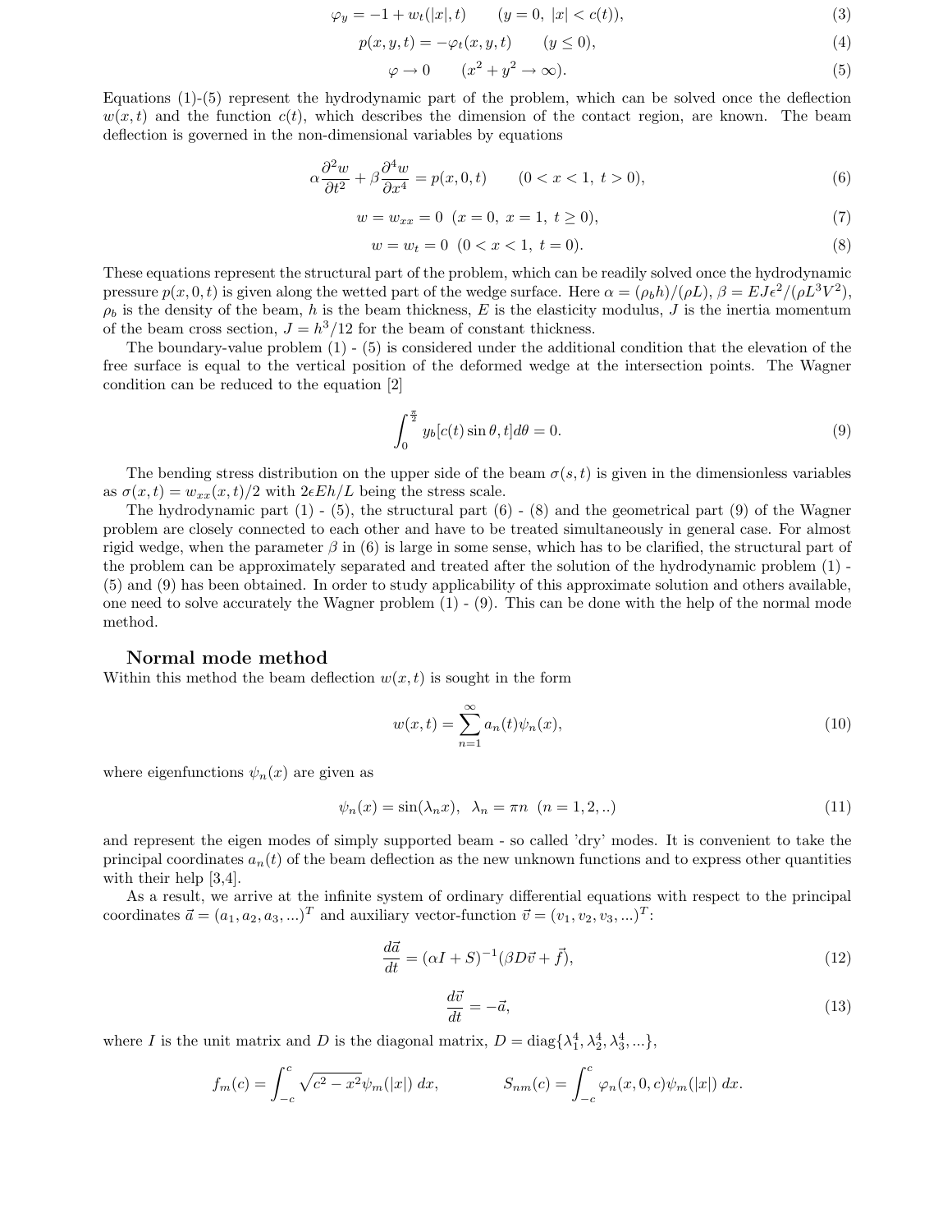$$\varphi_y = -1 + w_t(|x|, t) \qquad (y = 0,\ |x| < c(t)), \tag{3}$$

$$p(x, y, t) = -\varphi_t(x, y, t) \qquad (y \leq 0), \tag{4}$$

$$\varphi \to 0 \qquad (x^2 + y^2 \to \infty). \tag{5}$$

Equations (1)-(5) represent the hydrodynamic part of the problem, which can be solved once the deflection $w(x,t)$ and the function $c(t)$, which describes the dimension of the contact region, are known. The beam deflection is governed in the non-dimensional variables by equations

$$\alpha \frac{\partial^2 w}{\partial t^2} + \beta \frac{\partial^4 w}{\partial x^4} = p(x, 0, t) \qquad (0 < x < 1,\ t > 0), \tag{6}$$

$$w = w_{xx} = 0 \ \ (x = 0,\ x = 1,\ t \geq 0), \tag{7}$$

$$w = w_t = 0 \ \ (0 < x < 1,\ t = 0). \tag{8}$$

These equations represent the structural part of the problem, which can be readily solved once the hydrodynamic pressure $p(x, 0, t)$ is given along the wetted part of the wedge surface. Here $\alpha = (\rho_b h)/(\rho L)$, $\beta = EJ\epsilon^2/(\rho L^3 V^2)$, $\rho_b$ is the density of the beam, $h$ is the beam thickness, $E$ is the elasticity modulus, $J$ is the inertia momentum of the beam cross section, $J = h^3/12$ for the beam of constant thickness.

The boundary-value problem (1) - (5) is considered under the additional condition that the elevation of the free surface is equal to the vertical position of the deformed wedge at the intersection points. The Wagner condition can be reduced to the equation [2]

$$\int_0^{\frac{\pi}{2}} y_b[c(t)\sin\theta, t]d\theta = 0. \tag{9}$$

The bending stress distribution on the upper side of the beam $\sigma(s,t)$ is given in the dimensionless variables as $\sigma(x,t) = w_{xx}(x,t)/2$ with $2\epsilon Eh/L$ being the stress scale.

The hydrodynamic part (1) - (5), the structural part (6) - (8) and the geometrical part (9) of the Wagner problem are closely connected to each other and have to be treated simultaneously in general case. For almost rigid wedge, when the parameter $\beta$ in (6) is large in some sense, which has to be clarified, the structural part of the problem can be approximately separated and treated after the solution of the hydrodynamic problem (1) - (5) and (9) has been obtained. In order to study applicability of this approximate solution and others available, one need to solve accurately the Wagner problem (1) - (9). This can be done with the help of the normal mode method.

## Normal mode method

Within this method the beam deflection $w(x,t)$ is sought in the form

$$w(x,t) = \sum_{n=1}^{\infty} a_n(t)\psi_n(x), \tag{10}$$

where eigenfunctions $\psi_n(x)$ are given as

$$\psi_n(x) = \sin(\lambda_n x), \ \ \lambda_n = \pi n \ \ (n = 1, 2, ..) \tag{11}$$

and represent the eigen modes of simply supported beam - so called 'dry' modes. It is convenient to take the principal coordinates $a_n(t)$ of the beam deflection as the new unknown functions and to express other quantities with their help [3,4].

As a result, we arrive at the infinite system of ordinary differential equations with respect to the principal coordinates $\vec{a} = (a_1, a_2, a_3, ...)^T$ and auxiliary vector-function $\vec{v} = (v_1, v_2, v_3, ...)^T$:

$$\frac{d\vec{a}}{dt} = (\alpha I + S)^{-1}(\beta D\vec{v} + \vec{f}), \tag{12}$$

$$\frac{d\vec{v}}{dt} = -\vec{a}, \tag{13}$$

where $I$ is the unit matrix and $D$ is the diagonal matrix, $D = \mathrm{diag}\{\lambda_1^4, \lambda_2^4, \lambda_3^4, ...\}$,

$$f_m(c) = \int_{-c}^{c} \sqrt{c^2 - x^2}\psi_m(|x|)\, dx, \qquad S_{nm}(c) = \int_{-c}^{c} \varphi_n(x, 0, c)\psi_m(|x|)\, dx.$$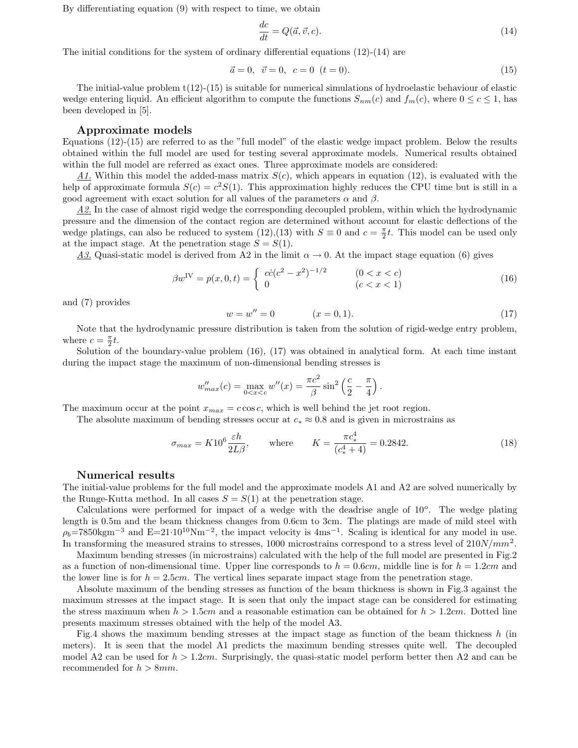By differentiating equation (9) with respect to time, we obtain

$$\frac{dc}{dt} = Q(\vec{a}, \vec{v}, c). \tag{14}$$

The initial conditions for the system of ordinary differential equations (12)-(14) are

$$\vec{a} = 0, \quad \vec{v} = 0, \quad c = 0 \quad (t = 0). \tag{15}$$

The initial-value problem t(12)-(15) is suitable for numerical simulations of hydroelastic behaviour of elastic wedge entering liquid. An efficient algorithm to compute the functions $S_{nm}(c)$ and $f_m(c)$, where $0 \le c \le 1$, has been developed in [5].

## Approximate models

Equations (12)-(15) are referred to as the "full model" of the elastic wedge impact problem. Below the results obtained within the full model are used for testing several approximate models. Numerical results obtained within the full model are referred as exact ones. Three approximate models are considered:

A1. Within this model the added-mass matrix $S(c)$, which appears in equation (12), is evaluated with the help of approximate formula $S(c) = c^2 S(1)$. This approximation highly reduces the CPU time but is still in a good agreement with exact solution for all values of the parameters $\alpha$ and $\beta$.

A2. In the case of almost rigid wedge the corresponding decoupled problem, within which the hydrodynamic pressure and the dimension of the contact region are determined without account for elastic deflections of the wedge platings, can also be reduced to system (12),(13) with $S \equiv 0$ and $c = \frac{\pi}{2}t$. This model can be used only at the impact stage. At the penetration stage $S = S(1)$.

A3. Quasi-static model is derived from A2 in the limit $\alpha \to 0$. At the impact stage equation (6) gives

$$\beta w^{\mathrm{IV}} = p(x, 0, t) = \begin{cases} c\dot{c}(c^2 - x^2)^{-1/2} & (0 < x < c) \\ 0 & (c < x < 1) \end{cases} \tag{16}$$

and (7) provides

$$w = w'' = 0 \qquad (x = 0, 1). \tag{17}$$

Note that the hydrodynamic pressure distribution is taken from the solution of rigid-wedge entry problem, where $c = \frac{\pi}{2}t$.

Solution of the boundary-value problem (16), (17) was obtained in analytical form. At each time instant during the impact stage the maximum of non-dimensional bending stresses is

$$w''_{max}(c) = \max_{0<x<c} w''(x) = \frac{\pi c^2}{\beta} \sin^2\left(\frac{c}{2} - \frac{\pi}{4}\right).$$

The maximum occur at the point $x_{max} = c \cos c$, which is well behind the jet root region.

The absolute maximum of bending stresses occur at $c_* \approx 0.8$ and is given in microstrains as

$$\sigma_{max} = K 10^6 \frac{\varepsilon h}{2L\beta}, \qquad \text{where} \qquad K = \frac{\pi c_*^4}{(c_*^4 + 4)} = 0.2842. \tag{18}$$

## Numerical results

The initial-value problems for the full model and the approximate models A1 and A2 are solved numerically by the Runge-Kutta method. In all cases $S = S(1)$ at the penetration stage.

Calculations were performed for impact of a wedge with the deadrise angle of $10^o$. The wedge plating length is 0.5m and the beam thickness changes from 0.6cm to 3cm. The platings are made of mild steel with $\rho_b$=7850kgm$^{-3}$ and E=21$\cdot$10$^{10}$Nm$^{-2}$, the impact velocity is 4ms$^{-1}$. Scaling is identical for any model in use. In transforming the measured strains to stresses, 1000 microstrains correspond to a stress level of $210N/mm^2$.

Maximum bending stresses (in microstrains) calculated with the help of the full model are presented in Fig.2 as a function of non-dimensional time. Upper line corresponds to $h = 0.6cm$, middle line is for $h = 1.2cm$ and the lower line is for $h = 2.5cm$. The vertical lines separate impact stage from the penetration stage.

Absolute maximum of the bending stresses as function of the beam thickness is shown in Fig.3 against the maximum stresses at the impact stage. It is seen that only the impact stage can be considered for estimating the stress maximum when $h > 1.5cm$ and a reasonable estimation can be obtained for $h > 1.2cm$. Dotted line presents maximum stresses obtained with the help of the model A3.

Fig.4 shows the maximum bending stresses at the impact stage as function of the beam thickness $h$ (in meters). It is seen that the model A1 predicts the maximum bending stresses quite well. The decoupled model A2 can be used for $h > 1.2cm$. Surprisingly, the quasi-static model perform better then A2 and can be recommended for $h > 8mm$.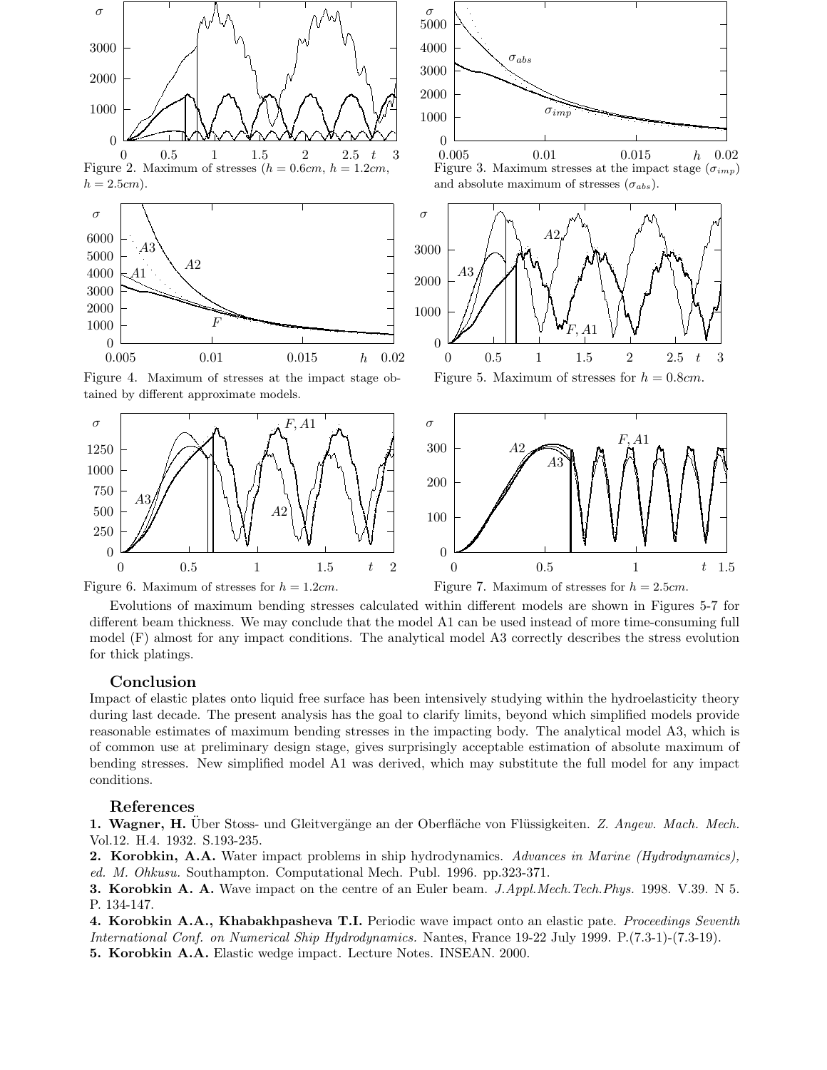Figure 2. Maximum of stresses ($h = 0.6cm$, $h = 1.2cm$, $h = 2.5cm$).

Figure 3. Maximum stresses at the impact stage ($\sigma_{imp}$) and absolute maximum of stresses ($\sigma_{abs}$).

Figure 4. Maximum of stresses at the impact stage obtained by different approximate models.

Figure 5. Maximum of stresses for $h = 0.8cm$.

Figure 6. Maximum of stresses for $h = 1.2cm$.

Figure 7. Maximum of stresses for $h = 2.5cm$.

Evolutions of maximum bending stresses calculated within different models are shown in Figures 5-7 for different beam thickness. We may conclude that the model A1 can be used instead of more time-consuming full model (F) almost for any impact conditions. The analytical model A3 correctly describes the stress evolution for thick platings.

## Conclusion

Impact of elastic plates onto liquid free surface has been intensively studying within the hydroelasticity theory during last decade. The present analysis has the goal to clarify limits, beyond which simplified models provide reasonable estimates of maximum bending stresses in the impacting body. The analytical model A3, which is of common use at preliminary design stage, gives surprisingly acceptable estimation of absolute maximum of bending stresses. New simplified model A1 was derived, which may substitute the full model for any impact conditions.

## References

**1. Wagner, H.** Über Stoss- und Gleitvergänge an der Oberfläche von Flüssigkeiten. *Z. Angew. Mach. Mech.* Vol.12. H.4. 1932. S.193-235.

**2. Korobkin, A.A.** Water impact problems in ship hydrodynamics. *Advances in Marine (Hydrodynamics), ed. M. Ohkusu.* Southampton. Computational Mech. Publ. 1996. pp.323-371.

**3. Korobkin A. A.** Wave impact on the centre of an Euler beam. *J.Appl.Mech.Tech.Phys.* 1998. V.39. N 5. P. 134-147.

**4. Korobkin A.A., Khabakhpasheva T.I.** Periodic wave impact onto an elastic pate. *Proceedings Seventh International Conf. on Numerical Ship Hydrodynamics.* Nantes, France 19-22 July 1999. P.(7.3-1)-(7.3-19).

**5. Korobkin A.A.** Elastic wedge impact. Lecture Notes. INSEAN. 2000.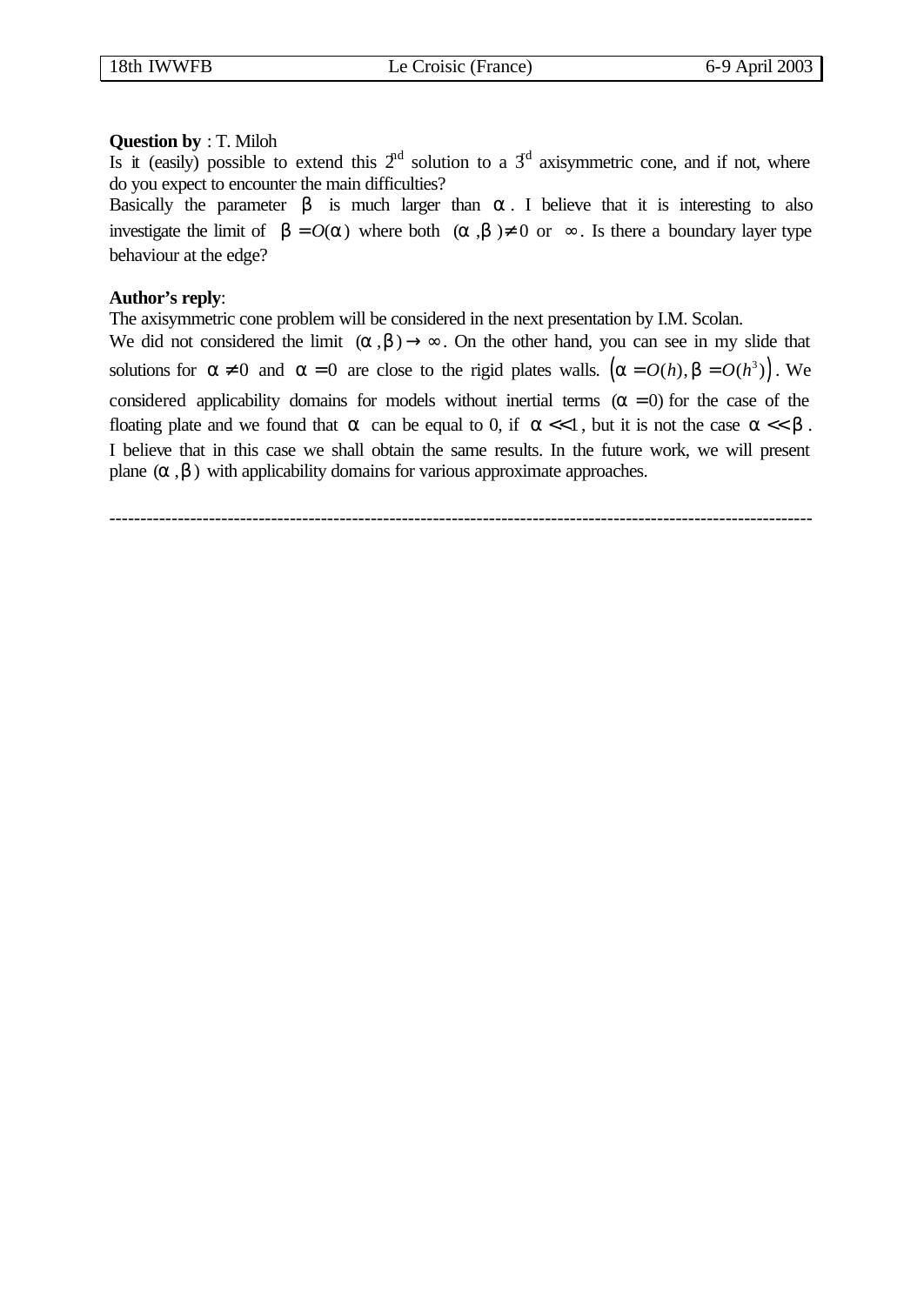**Question by** : T. Miloh

Is it (easily) possible to extend this 2[nd] solution to a 3[rd] axisymmetric cone, and if not, where do you expect to encounter the main difficulties?

Basically the parameter $\beta$ is much larger than $\alpha$. I believe that it is interesting to also investigate the limit of $\beta = O(\alpha)$ where both $(\alpha, \beta) \neq 0$ or $\infty$. Is there a boundary layer type behaviour at the edge?

**Author's reply**:

The axisymmetric cone problem will be considered in the next presentation by I.M. Scolan.

We did not considered the limit $(\alpha, \beta) \to \infty$. On the other hand, you can see in my slide that solutions for $\alpha \neq 0$ and $\alpha = 0$ are close to the rigid plates walls. $\left(\alpha = O(h), \beta = O(h^3)\right)$. We considered applicability domains for models without inertial terms $(\alpha = 0)$ for the case of the floating plate and we found that $\alpha$ can be equal to 0, if $\alpha << 1$, but it is not the case $\alpha << \beta$. I believe that in this case we shall obtain the same results. In the future work, we will present plane $(\alpha, \beta)$ with applicability domains for various approximate approaches.

---